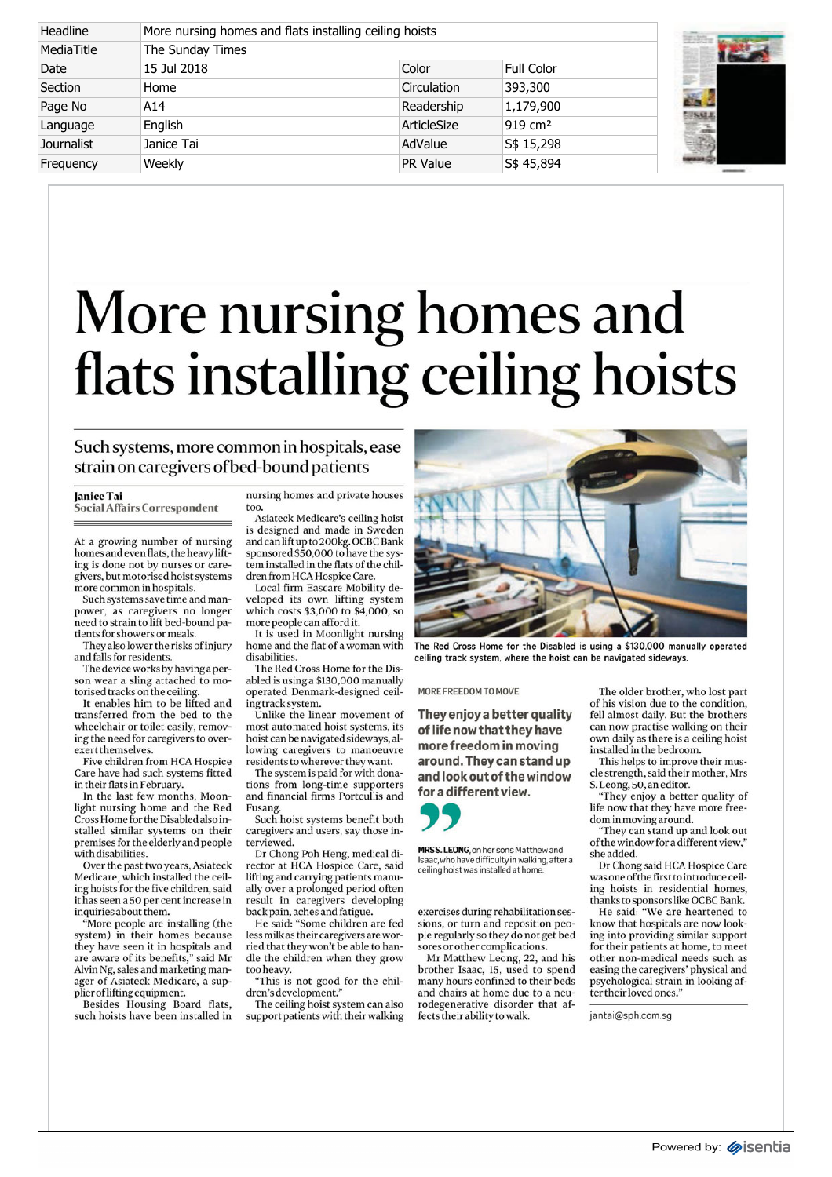| Headline | More nursing homes and flats installing ceiling hoists | | |
|---|---|---|---|
| MediaTitle | The Sunday Times | | |
| Date | 15 Jul 2018 | Color | Full Color |
| Section | Home | Circulation | 393,300 |
| Page No | A14 | Readership | 1,179,900 |
| Language | English | ArticleSize | 919 cm² |
| Journalist | Janice Tai | AdValue | S$ 15,298 |
| Frequency | Weekly | PR Value | S$ 45,894 |

# More nursing homes and flats installing ceiling hoists

## Such systems, more common in hospitals, ease strain on caregivers of bed-bound patients

**Janice Tai**
**Social Affairs Correspondent**

At a growing number of nursing homes and even flats, the heavy lifting is done not by nurses or caregivers, but motorised hoist systems more common in hospitals.

Such systems save time and manpower, as caregivers no longer need to strain to lift bed-bound patients for showers or meals.

They also lower the risks of injury and falls for residents.

The device works by having a person wear a sling attached to motorised tracks on the ceiling.

It enables him to be lifted and transferred from the bed to the wheelchair or toilet easily, removing the need for caregivers to overexert themselves.

Five children from HCA Hospice Care have had such systems fitted in their flats in February.

In the last few months, Moonlight nursing home and the Red Cross Home for the Disabled also installed similar systems on their premises for the elderly and people with disabilities.

Over the past two years, Asiateck Medicare, which installed the ceiling hoists for the five children, said it has seen a 50 per cent increase in inquiries about them.

"More people are installing (the system) in their homes because they have seen it in hospitals and are aware of its benefits," said Mr Alvin Ng, sales and marketing manager of Asiateck Medicare, a supplier of lifting equipment.

Besides Housing Board flats, such hoists have been installed in nursing homes and private houses too.

Asiateck Medicare's ceiling hoist is designed and made in Sweden and can lift up to 200kg. OCBC Bank sponsored $50,000 to have the system installed in the flats of the children from HCA Hospice Care.

Local firm Eascare Mobility developed its own lifting system which costs $3,000 to $4,000, so more people can afford it.

It is used in Moonlight nursing home and the flat of a woman with disabilities.

The Red Cross Home for the Disabled is using a $130,000 manually operated Denmark-designed ceiling track system.

Unlike the linear movement of most automated hoist systems, its hoist can be navigated sideways, allowing caregivers to manoeuvre residents to wherever they want.

The system is paid for with donations from long-time supporters and financial firms Portcullis and Fusang.

Such hoist systems benefit both caregivers and users, say those interviewed.

Dr Chong Poh Heng, medical director at HCA Hospice Care, said lifting and carrying patients manually over a prolonged period often result in caregivers developing back pain, aches and fatigue.

He said: "Some children are fed less milk as their caregivers are worried that they won't be able to handle the children when they grow too heavy.

"This is not good for the children's development."

The ceiling hoist system can also support patients with their walking exercises during rehabilitation sessions, or turn and reposition people regularly so they do not get bed sores or other complications.

Mr Matthew Leong, 22, and his brother Isaac, 15, used to spend many hours confined to their beds and chairs at home due to a neurodegenerative disorder that affects their ability to walk.

The older brother, who lost part of his vision due to the condition, fell almost daily. But the brothers can now practise walking on their own daily as there is a ceiling hoist installed in the bedroom.

This helps to improve their muscle strength, said their mother, Mrs S. Leong, 50, an editor.

"They enjoy a better quality of life now that they have more freedom in moving around.

"They can stand up and look out of the window for a different view," she added.

Dr Chong said HCA Hospice Care was one of the first to introduce ceiling hoists in residential homes, thanks to sponsors like OCBC Bank.

He said: "We are heartened to know that hospitals are now looking into providing similar support for their patients at home, to meet other non-medical needs such as easing the caregivers' physical and psychological strain in looking after their loved ones."

jantai@sph.com.sg

The Red Cross Home for the Disabled is using a $130,000 manually operated ceiling track system, where the hoist can be navigated sideways.

MORE FREEDOM TO MOVE

**They enjoy a better quality of life now that they have more freedom in moving around. They can stand up and look out of the window for a different view.**

**MRS S. LEONG,** on her sons Matthew and Isaac, who have difficulty in walking, after a ceiling hoist was installed at home.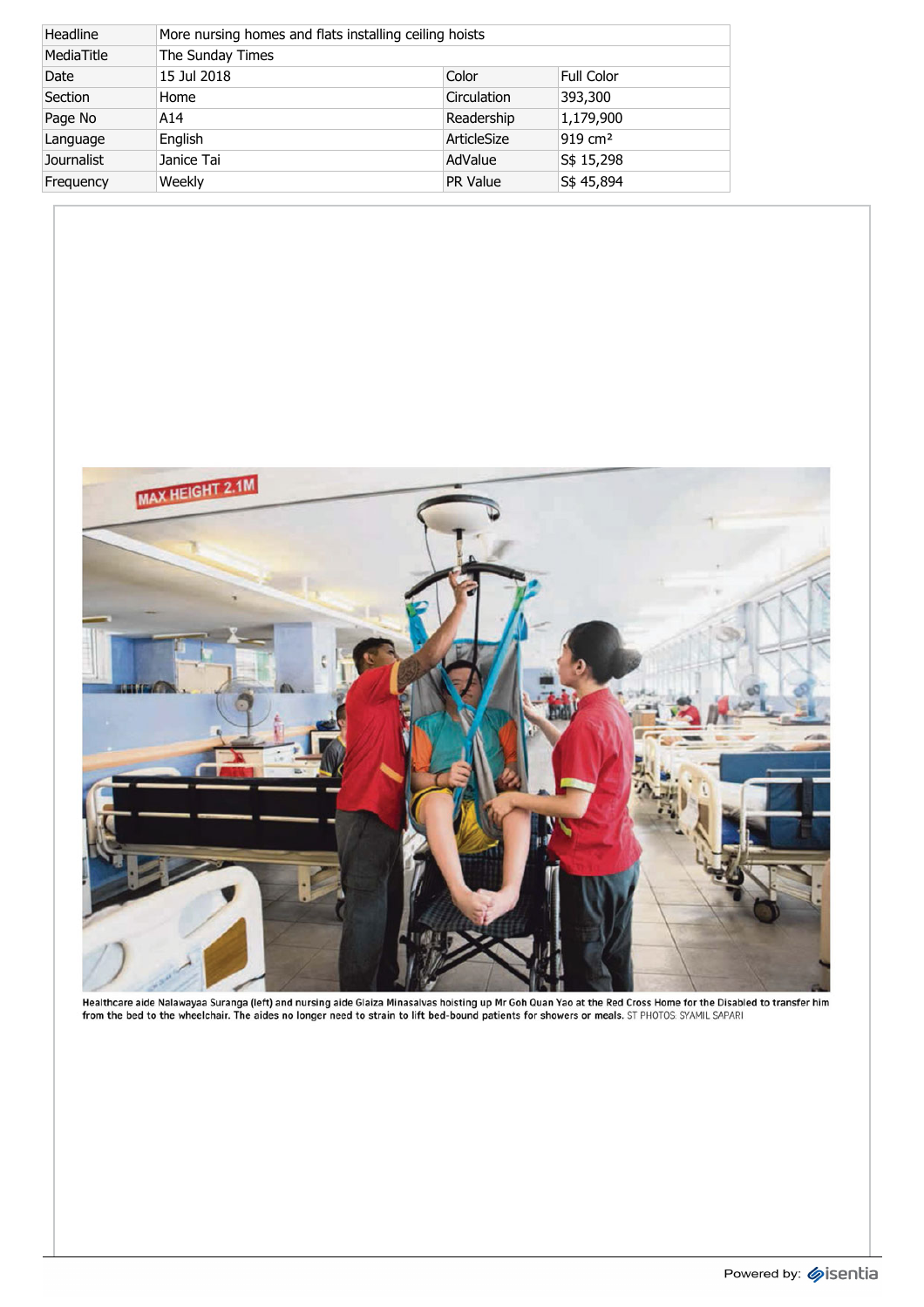| Headline | More nursing homes and flats installing ceiling hoists | | |
| --- | --- | --- | --- |
| MediaTitle | The Sunday Times | | |
| Date | 15 Jul 2018 | Color | Full Color |
| Section | Home | Circulation | 393,300 |
| Page No | A14 | Readership | 1,179,900 |
| Language | English | ArticleSize | 919 cm² |
| Journalist | Janice Tai | AdValue | S$ 15,298 |
| Frequency | Weekly | PR Value | S$ 45,894 |

Healthcare aide Nalawayaa Suranga (left) and nursing aide Glaiza Minasalvas hoisting up Mr Goh Quan Yao at the Red Cross Home for the Disabled to transfer him from the bed to the wheelchair. The aides no longer need to strain to lift bed-bound patients for showers or meals. ST PHOTOS: SYAMIL SAPARI